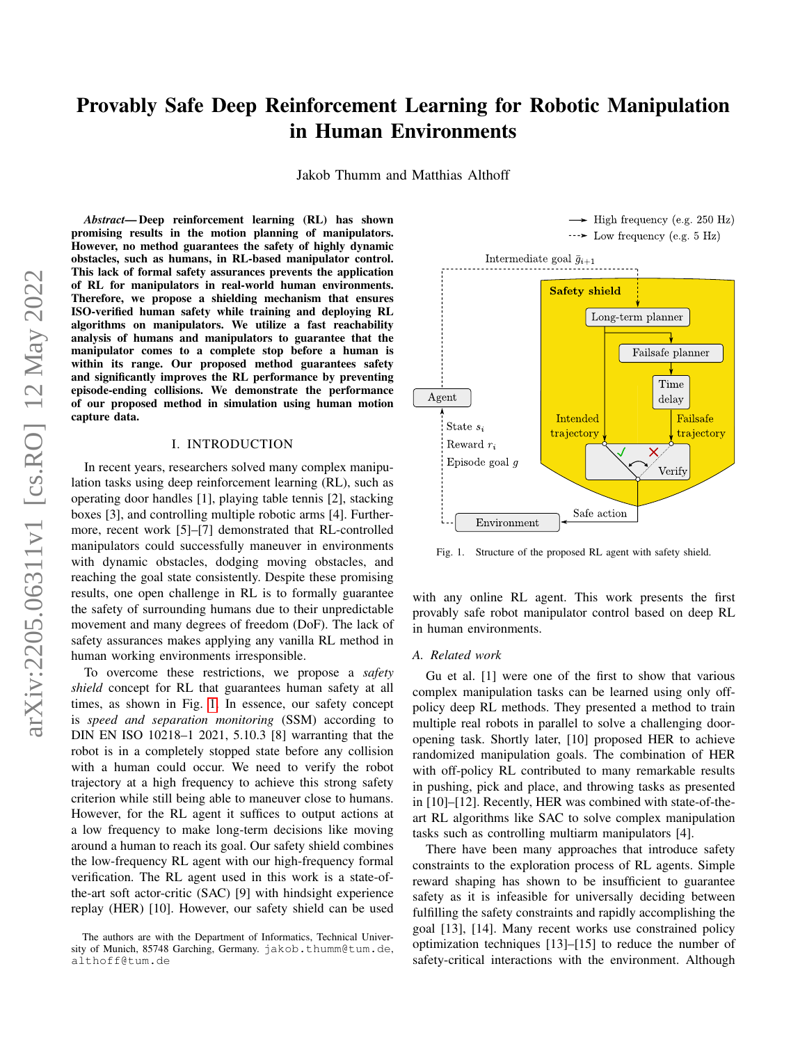# Provably Safe Deep Reinforcement Learning for Robotic Manipulation in Human Environments

Jakob Thumm and Matthias Althoff

***Abstract*— Deep reinforcement learning (RL) has shown promising results in the motion planning of manipulators. However, no method guarantees the safety of highly dynamic obstacles, such as humans, in RL-based manipulator control. This lack of formal safety assurances prevents the application of RL for manipulators in real-world human environments. Therefore, we propose a shielding mechanism that ensures ISO-verified human safety while training and deploying RL algorithms on manipulators. We utilize a fast reachability analysis of humans and manipulators to guarantee that the manipulator comes to a complete stop before a human is within its range. Our proposed method guarantees safety and significantly improves the RL performance by preventing episode-ending collisions. We demonstrate the performance of our proposed method in simulation using human motion capture data.**

## I. INTRODUCTION

In recent years, researchers solved many complex manipulation tasks using deep reinforcement learning (RL), such as operating door handles [1], playing table tennis [2], stacking boxes [3], and controlling multiple robotic arms [4]. Furthermore, recent work [5]–[7] demonstrated that RL-controlled manipulators could successfully maneuver in environments with dynamic obstacles, dodging moving obstacles, and reaching the goal state consistently. Despite these promising results, one open challenge in RL is to formally guarantee the safety of surrounding humans due to their unpredictable movement and many degrees of freedom (DoF). The lack of safety assurances makes applying any vanilla RL method in human working environments irresponsible.

To overcome these restrictions, we propose a *safety shield* concept for RL that guarantees human safety at all times, as shown in Fig. 1. In essence, our safety concept is *speed and separation monitoring* (SSM) according to DIN EN ISO 10218–1 2021, 5.10.3 [8] warranting that the robot is in a completely stopped state before any collision with a human could occur. We need to verify the robot trajectory at a high frequency to achieve this strong safety criterion while still being able to maneuver close to humans. However, for the RL agent it suffices to output actions at a low frequency to make long-term decisions like moving around a human to reach its goal. Our safety shield combines the low-frequency RL agent with our high-frequency formal verification. The RL agent used in this work is a state-of-the-art soft actor-critic (SAC) [9] with hindsight experience replay (HER) [10]. However, our safety shield can be used with any online RL agent. This work presents the first provably safe robot manipulator control based on deep RL in human environments.

Fig. 1. Structure of the proposed RL agent with safety shield.

### A. Related work

Gu et al. [1] were one of the first to show that various complex manipulation tasks can be learned using only off-policy deep RL methods. They presented a method to train multiple real robots in parallel to solve a challenging door-opening task. Shortly later, [10] proposed HER to achieve randomized manipulation goals. The combination of HER with off-policy RL contributed to many remarkable results in pushing, pick and place, and throwing tasks as presented in [10]–[12]. Recently, HER was combined with state-of-the-art RL algorithms like SAC to solve complex manipulation tasks such as controlling multiarm manipulators [4].

There have been many approaches that introduce safety constraints to the exploration process of RL agents. Simple reward shaping has shown to be insufficient to guarantee safety as it is infeasible for universally deciding between fulfilling the safety constraints and rapidly accomplishing the goal [13], [14]. Many recent works use constrained policy optimization techniques [13]–[15] to reduce the number of safety-critical interactions with the environment. Although

The authors are with the Department of Informatics, Technical University of Munich, 85748 Garching, Germany. jakob.thumm@tum.de, althoff@tum.de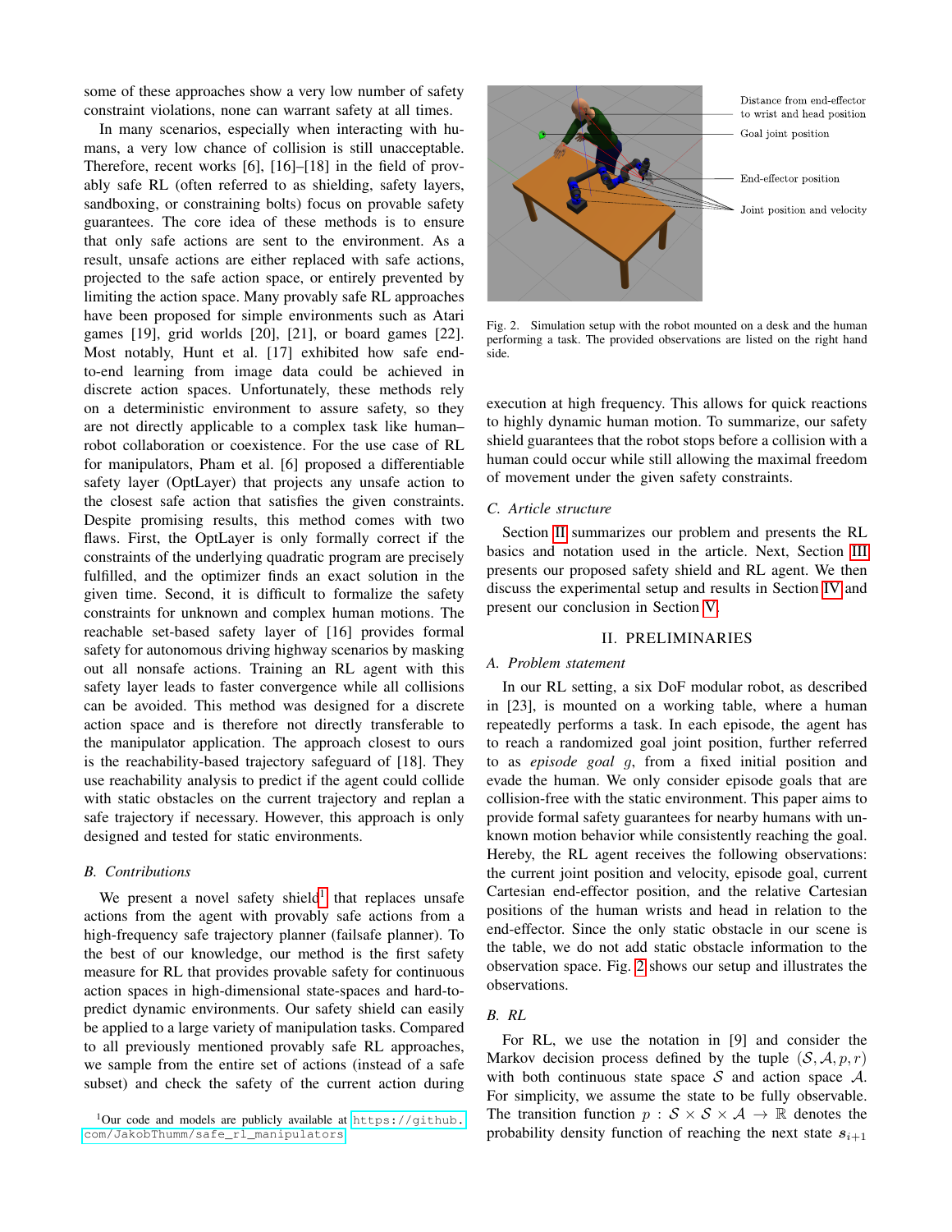some of these approaches show a very low number of safety constraint violations, none can warrant safety at all times.

In many scenarios, especially when interacting with humans, a very low chance of collision is still unacceptable. Therefore, recent works [6], [16]–[18] in the field of provably safe RL (often referred to as shielding, safety layers, sandboxing, or constraining bolts) focus on provable safety guarantees. The core idea of these methods is to ensure that only safe actions are sent to the environment. As a result, unsafe actions are either replaced with safe actions, projected to the safe action space, or entirely prevented by limiting the action space. Many provably safe RL approaches have been proposed for simple environments such as Atari games [19], grid worlds [20], [21], or board games [22]. Most notably, Hunt et al. [17] exhibited how safe end-to-end learning from image data could be achieved in discrete action spaces. Unfortunately, these methods rely on a deterministic environment to assure safety, so they are not directly applicable to a complex task like human–robot collaboration or coexistence. For the use case of RL for manipulators, Pham et al. [6] proposed a differentiable safety layer (OptLayer) that projects any unsafe action to the closest safe action that satisfies the given constraints. Despite promising results, this method comes with two flaws. First, the OptLayer is only formally correct if the constraints of the underlying quadratic program are precisely fulfilled, and the optimizer finds an exact solution in the given time. Second, it is difficult to formalize the safety constraints for unknown and complex human motions. The reachable set-based safety layer of [16] provides formal safety for autonomous driving highway scenarios by masking out all nonsafe actions. Training an RL agent with this safety layer leads to faster convergence while all collisions can be avoided. This method was designed for a discrete action space and is therefore not directly transferable to the manipulator application. The approach closest to ours is the reachability-based trajectory safeguard of [18]. They use reachability analysis to predict if the agent could collide with static obstacles on the current trajectory and replan a safe trajectory if necessary. However, this approach is only designed and tested for static environments.

### B. Contributions

We present a novel safety shield[1] that replaces unsafe actions from the agent with provably safe actions from a high-frequency safe trajectory planner (failsafe planner). To the best of our knowledge, our method is the first safety measure for RL that provides provable safety for continuous action spaces in high-dimensional state-spaces and hard-to-predict dynamic environments. Our safety shield can easily be applied to a large variety of manipulation tasks. Compared to all previously mentioned provably safe RL approaches, we sample from the entire set of actions (instead of a safe subset) and check the safety of the current action during execution at high frequency. This allows for quick reactions to highly dynamic human motion. To summarize, our safety shield guarantees that the robot stops before a collision with a human could occur while still allowing the maximal freedom of movement under the given safety constraints.

[1] Our code and models are publicly available at https://github.com/JakobThumm/safe_rl_manipulators

Fig. 2. Simulation setup with the robot mounted on a desk and the human performing a task. The provided observations are listed on the right hand side.

### C. Article structure

Section II summarizes our problem and presents the RL basics and notation used in the article. Next, Section III presents our proposed safety shield and RL agent. We then discuss the experimental setup and results in Section IV and present our conclusion in Section V.

## II. PRELIMINARIES

### A. Problem statement

In our RL setting, a six DoF modular robot, as described in [23], is mounted on a working table, where a human repeatedly performs a task. In each episode, the agent has to reach a randomized goal joint position, further referred to as *episode goal* $g$, from a fixed initial position and evade the human. We only consider episode goals that are collision-free with the static environment. This paper aims to provide formal safety guarantees for nearby humans with unknown motion behavior while consistently reaching the goal. Hereby, the RL agent receives the following observations: the current joint position and velocity, episode goal, current Cartesian end-effector position, and the relative Cartesian positions of the human wrists and head in relation to the end-effector. Since the only static obstacle in our scene is the table, we do not add static obstacle information to the observation space. Fig. 2 shows our setup and illustrates the observations.

### B. RL

For RL, we use the notation in [9] and consider the Markov decision process defined by the tuple $(\mathcal{S}, \mathcal{A}, p, r)$ with both continuous state space $\mathcal{S}$ and action space $\mathcal{A}$. For simplicity, we assume the state to be fully observable. The transition function $p : \mathcal{S} \times \mathcal{S} \times \mathcal{A} \rightarrow \mathbb{R}$ denotes the probability density function of reaching the next state $\boldsymbol{s}_{i+1}$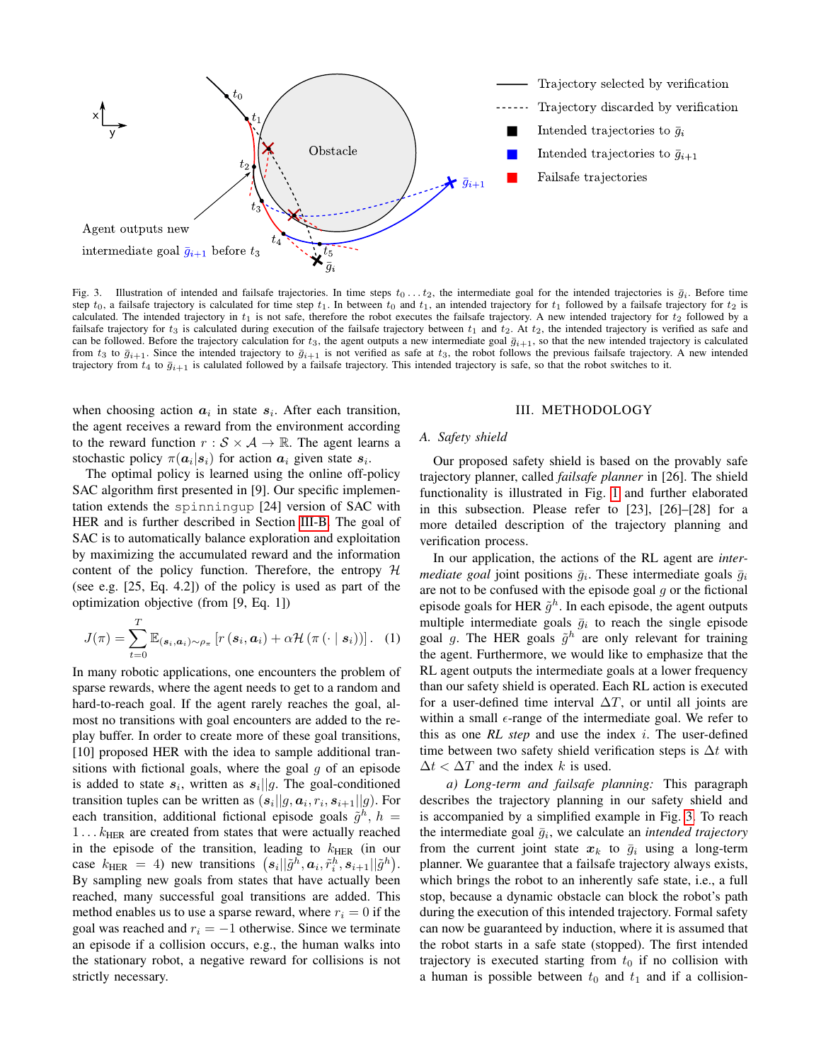Fig. 3. Illustration of intended and failsafe trajectories. In time steps $t_0 \dots t_2$, the intermediate goal for the intended trajectories is $\bar{g}_i$. Before time step $t_0$, a failsafe trajectory is calculated for time step $t_1$. In between $t_0$ and $t_1$, an intended trajectory for $t_1$ followed by a failsafe trajectory for $t_2$ is calculated. The intended trajectory in $t_1$ is not safe, therefore the robot executes the failsafe trajectory. A new intended trajectory for $t_2$ followed by a failsafe trajectory for $t_3$ is calculated during execution of the failsafe trajectory between $t_1$ and $t_2$. At $t_2$, the intended trajectory is verified as safe and can be followed. Before the trajectory calculation for $t_3$, the agent outputs a new intermediate goal $\bar{g}_{i+1}$, so that the new intended trajectory is calculated from $t_3$ to $\bar{g}_{i+1}$. Since the intended trajectory to $\bar{g}_{i+1}$ is not verified as safe at $t_3$, the robot follows the previous failsafe trajectory. A new intended trajectory from $t_4$ to $\bar{g}_{i+1}$ is calulated followed by a failsafe trajectory. This intended trajectory is safe, so that the robot switches to it.

when choosing action $\boldsymbol{a}_i$ in state $\boldsymbol{s}_i$. After each transition, the agent receives a reward from the environment according to the reward function $r : \mathcal{S} \times \mathcal{A} \to \mathbb{R}$. The agent learns a stochastic policy $\pi(\boldsymbol{a}_i|\boldsymbol{s}_i)$ for action $\boldsymbol{a}_i$ given state $\boldsymbol{s}_i$.

The optimal policy is learned using the online off-policy SAC algorithm first presented in [9]. Our specific implementation extends the spinningup [24] version of SAC with HER and is further described in Section III-B. The goal of SAC is to automatically balance exploration and exploitation by maximizing the accumulated reward and the information content of the policy function. Therefore, the entropy $\mathcal{H}$ (see e.g. [25, Eq. 4.2]) of the policy is used as part of the optimization objective (from [9, Eq. 1])

$$J(\pi) = \sum_{t=0}^{T} \mathbb{E}_{(\boldsymbol{s}_i, \boldsymbol{a}_i) \sim \rho_\pi} \left[ r\left(\boldsymbol{s}_i, \boldsymbol{a}_i\right) + \alpha \mathcal{H}\left(\pi\left(\cdot \mid \boldsymbol{s}_i\right)\right) \right]. \quad (1)$$

In many robotic applications, one encounters the problem of sparse rewards, where the agent needs to get to a random and hard-to-reach goal. If the agent rarely reaches the goal, almost no transitions with goal encounters are added to the replay buffer. In order to create more of these goal transitions, [10] proposed HER with the idea to sample additional transitions with fictional goals, where the goal $g$ of an episode is added to state $\boldsymbol{s}_i$, written as $\boldsymbol{s}_i||g$. The goal-conditioned transition tuples can be written as $(\boldsymbol{s}_i||g, \boldsymbol{a}_i, r_i, \boldsymbol{s}_{i+1}||g)$. For each transition, additional fictional episode goals $\tilde{g}^h$, $h = 1 \dots k_{\text{HER}}$ are created from states that were actually reached in the episode of the transition, leading to $k_{\text{HER}}$ (in our case $k_{\text{HER}} = 4$) new transitions $\left(\boldsymbol{s}_i||\tilde{g}^h, \boldsymbol{a}_i, \tilde{r}_i^h, \boldsymbol{s}_{i+1}||\tilde{g}^h\right)$. By sampling new goals from states that have actually been reached, many successful goal transitions are added. This method enables us to use a sparse reward, where $r_i = 0$ if the goal was reached and $r_i = -1$ otherwise. Since we terminate an episode if a collision occurs, e.g., the human walks into the stationary robot, a negative reward for collisions is not strictly necessary.

## III. METHODOLOGY

### A. Safety shield

Our proposed safety shield is based on the provably safe trajectory planner, called *failsafe planner* in [26]. The shield functionality is illustrated in Fig. 1 and further elaborated in this subsection. Please refer to [23], [26]–[28] for a more detailed description of the trajectory planning and verification process.

In our application, the actions of the RL agent are *intermediate goal* joint positions $\bar{g}_i$. These intermediate goals $\bar{g}_i$ are not to be confused with the episode goal $g$ or the fictional episode goals for HER $\tilde{g}^h$. In each episode, the agent outputs multiple intermediate goals $\bar{g}_i$ to reach the single episode goal $g$. The HER goals $\tilde{g}^h$ are only relevant for training the agent. Furthermore, we would like to emphasize that the RL agent outputs the intermediate goals at a lower frequency than our safety shield is operated. Each RL action is executed for a user-defined time interval $\Delta T$, or until all joints are within a small $\epsilon$-range of the intermediate goal. We refer to this as one *RL step* and use the index $i$. The user-defined time between two safety shield verification steps is $\Delta t$ with $\Delta t < \Delta T$ and the index $k$ is used.

*a) Long-term and failsafe planning:* This paragraph describes the trajectory planning in our safety shield and is accompanied by a simplified example in Fig. 3. To reach the intermediate goal $\bar{g}_i$, we calculate an *intended trajectory* from the current joint state $\boldsymbol{x}_k$ to $\bar{g}_i$ using a long-term planner. We guarantee that a failsafe trajectory always exists, which brings the robot to an inherently safe state, i.e., a full stop, because a dynamic obstacle can block the robot's path during the execution of this intended trajectory. Formal safety can now be guaranteed by induction, where it is assumed that the robot starts in a safe state (stopped). The first intended trajectory is executed starting from $t_0$ if no collision with a human is possible between $t_0$ and $t_1$ and if a collision-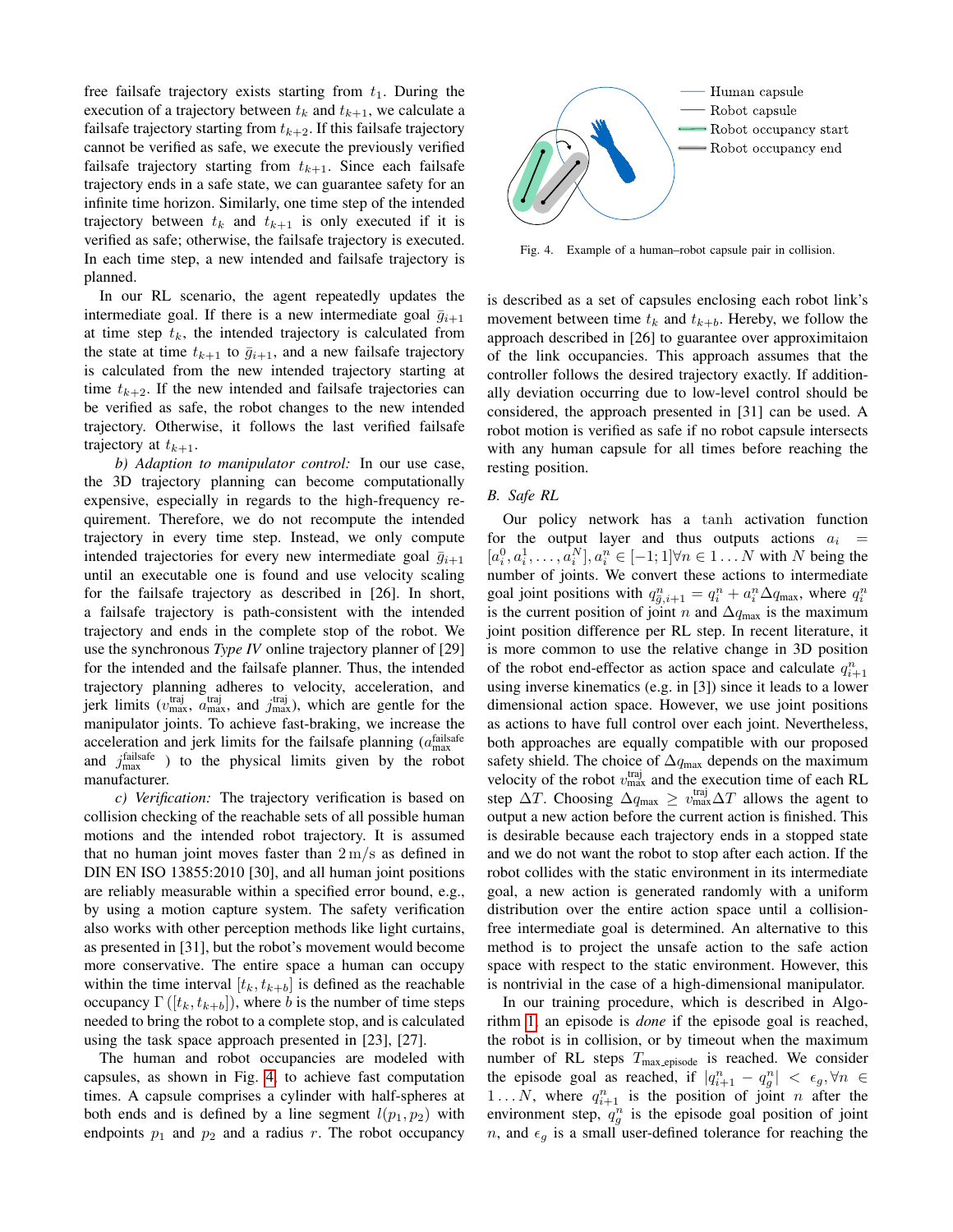free failsafe trajectory exists starting from $t_1$. During the execution of a trajectory between $t_k$ and $t_{k+1}$, we calculate a failsafe trajectory starting from $t_{k+2}$. If this failsafe trajectory cannot be verified as safe, we execute the previously verified failsafe trajectory starting from $t_{k+1}$. Since each failsafe trajectory ends in a safe state, we can guarantee safety for an infinite time horizon. Similarly, one time step of the intended trajectory between $t_k$ and $t_{k+1}$ is only executed if it is verified as safe; otherwise, the failsafe trajectory is executed. In each time step, a new intended and failsafe trajectory is planned.

In our RL scenario, the agent repeatedly updates the intermediate goal. If there is a new intermediate goal $\bar{g}_{i+1}$ at time step $t_k$, the intended trajectory is calculated from the state at time $t_{k+1}$ to $\bar{g}_{i+1}$, and a new failsafe trajectory is calculated from the new intended trajectory starting at time $t_{k+2}$. If the new intended and failsafe trajectories can be verified as safe, the robot changes to the new intended trajectory. Otherwise, it follows the last verified failsafe trajectory at $t_{k+1}$.

*b) Adaption to manipulator control:* In our use case, the 3D trajectory planning can become computationally expensive, especially in regards to the high-frequency requirement. Therefore, we do not recompute the intended trajectory in every time step. Instead, we only compute intended trajectories for every new intermediate goal $\bar{g}_{i+1}$ until an executable one is found and use velocity scaling for the failsafe trajectory as described in [26]. In short, a failsafe trajectory is path-consistent with the intended trajectory and ends in the complete stop of the robot. We use the synchronous *Type IV* online trajectory planner of [29] for the intended and the failsafe planner. Thus, the intended trajectory planning adheres to velocity, acceleration, and jerk limits ($v^{\text{traj}}_{\text{max}}$, $a^{\text{traj}}_{\text{max}}$, and $j^{\text{traj}}_{\text{max}}$), which are gentle for the manipulator joints. To achieve fast-braking, we increase the acceleration and jerk limits for the failsafe planning ($a^{\text{failsafe}}_{\text{max}}$ and $j^{\text{failsafe}}_{\text{max}}$ ) to the physical limits given by the robot manufacturer.

*c) Verification:* The trajectory verification is based on collision checking of the reachable sets of all possible human motions and the intended robot trajectory. It is assumed that no human joint moves faster than $2\,\text{m/s}$ as defined in DIN EN ISO 13855:2010 [30], and all human joint positions are reliably measurable within a specified error bound, e.g., by using a motion capture system. The safety verification also works with other perception methods like light curtains, as presented in [31], but the robot's movement would become more conservative. The entire space a human can occupy within the time interval $[t_k, t_{k+b}]$ is defined as the reachable occupancy $\Gamma([t_k, t_{k+b}])$, where $b$ is the number of time steps needed to bring the robot to a complete stop, and is calculated using the task space approach presented in [23], [27].

The human and robot occupancies are modeled with capsules, as shown in Fig. 4, to achieve fast computation times. A capsule comprises a cylinder with half-spheres at both ends and is defined by a line segment $l(p_1, p_2)$ with endpoints $p_1$ and $p_2$ and a radius $r$. The robot occupancy is described as a set of capsules enclosing each robot link's movement between time $t_k$ and $t_{k+b}$. Hereby, we follow the approach described in [26] to guarantee over approximitaion of the link occupancies. This approach assumes that the controller follows the desired trajectory exactly. If additionally deviation occurring due to low-level control should be considered, the approach presented in [31] can be used. A robot motion is verified as safe if no robot capsule intersects with any human capsule for all times before reaching the resting position.

Fig. 4. Example of a human–robot capsule pair in collision.

## B. Safe RL

Our policy network has a tanh activation function for the output layer and thus outputs actions $a_i = [a^0_i, a^1_i, \ldots, a^N_i], a^n_i \in [-1; 1] \forall n \in 1 \ldots N$ with $N$ being the number of joints. We convert these actions to intermediate goal joint positions with $q^n_{\bar{g},i+1} = q^n_i + a^n_i \Delta q_{\text{max}}$, where $q^n_i$ is the current position of joint $n$ and $\Delta q_{\text{max}}$ is the maximum joint position difference per RL step. In recent literature, it is more common to use the relative change in 3D position of the robot end-effector as action space and calculate $q^n_{i+1}$ using inverse kinematics (e.g. in [3]) since it leads to a lower dimensional action space. However, we use joint positions as actions to have full control over each joint. Nevertheless, both approaches are equally compatible with our proposed safety shield. The choice of $\Delta q_{\text{max}}$ depends on the maximum velocity of the robot $v^{\text{traj}}_{\text{max}}$ and the execution time of each RL step $\Delta T$. Choosing $\Delta q_{\text{max}} \geq v^{\text{traj}}_{\text{max}} \Delta T$ allows the agent to output a new action before the current action is finished. This is desirable because each trajectory ends in a stopped state and we do not want the robot to stop after each action. If the robot collides with the static environment in its intermediate goal, a new action is generated randomly with a uniform distribution over the entire action space until a collision-free intermediate goal is determined. An alternative to this method is to project the unsafe action to the safe action space with respect to the static environment. However, this is nontrivial in the case of a high-dimensional manipulator.

In our training procedure, which is described in Algorithm 1, an episode is *done* if the episode goal is reached, the robot is in collision, or by timeout when the maximum number of RL steps $T_{\text{max\_episode}}$ is reached. We consider the episode goal as reached, if $|q^n_{i+1} - q^n_g| < \epsilon_g, \forall n \in 1 \ldots N$, where $q^n_{i+1}$ is the position of joint $n$ after the environment step, $q^n_g$ is the episode goal position of joint $n$, and $\epsilon_g$ is a small user-defined tolerance for reaching the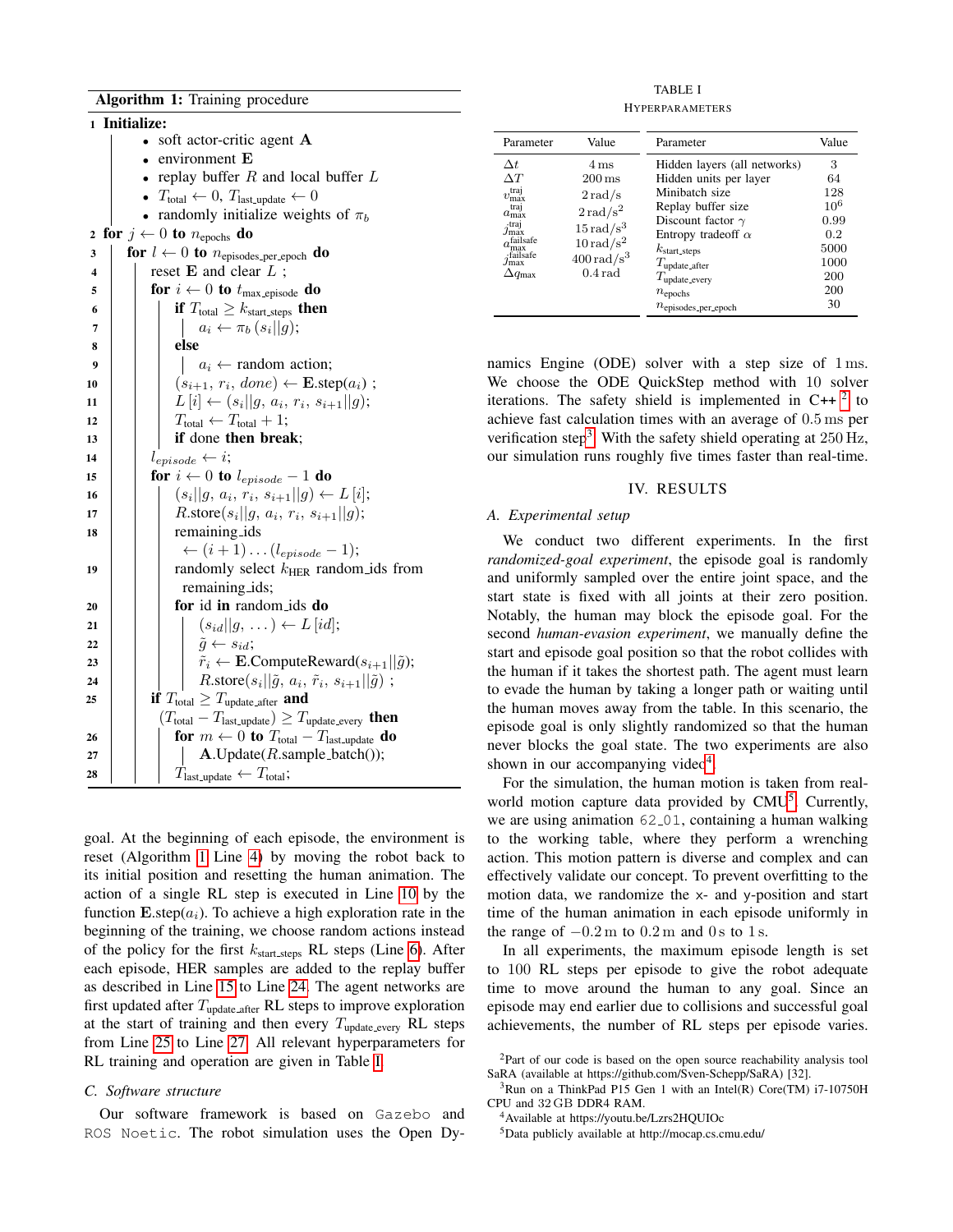**Algorithm 1:** Training procedure

```
1  Initialize:
     • soft actor-critic agent A
     • environment E
     • replay buffer R and local buffer L
     • T_total ← 0, T_last_update ← 0
     • randomly initialize weights of π_b
2  for j ← 0 to n_epochs do
3    for l ← 0 to n_episodes_per_epoch do
4      reset E and clear L ;
5      for i ← 0 to t_max_episode do
6        if T_total ≥ k_start_steps then
7          a_i ← π_b(s_i||g);
8        else
9          a_i ← random action;
10       (s_{i+1}, r_i, done) ← E.step(a_i) ;
11       L[i] ← (s_i||g, a_i, r_i, s_{i+1}||g);
12       T_total ← T_total + 1;
13       if done then break;
14     l_episode ← i;
15     for i ← 0 to l_episode − 1 do
16       (s_i||g, a_i, r_i, s_{i+1}||g) ← L[i];
17       R.store(s_i||g, a_i, r_i, s_{i+1}||g);
18       remaining_ids
           ← (i+1) ... (l_episode − 1);
19       randomly select k_HER random_ids from
           remaining_ids;
20       for id in random_ids do
21         (s_id||g, ...) ← L[id];
22         g̃ ← s_id;
23         r̃_i ← E.ComputeReward(s_{i+1}||g̃);
24         R.store(s_i||g̃, a_i, r̃_i, s_{i+1}||g̃) ;
25     if T_total ≥ T_update_after and
         (T_total − T_last_update) ≥ T_update_every then
26       for m ← 0 to T_total − T_last_update do
27         A.Update(R.sample_batch());
28       T_last_update ← T_total;
```

goal. At the beginning of each episode, the environment is reset (Algorithm 1 Line 4) by moving the robot back to its initial position and resetting the human animation. The action of a single RL step is executed in Line 10 by the function $\mathbf{E}.\text{step}(a_i)$. To achieve a high exploration rate in the beginning of the training, we choose random actions instead of the policy for the first $k_{\text{start\_steps}}$ RL steps (Line 6). After each episode, HER samples are added to the replay buffer as described in Line 15 to Line 24. The agent networks are first updated after $T_{\text{update\_after}}$ RL steps to improve exploration at the start of training and then every $T_{\text{update\_every}}$ RL steps from Line 25 to Line 27. All relevant hyperparameters for RL training and operation are given in Table I.

### C. Software structure

Our software framework is based on `Gazebo` and `ROS Noetic`. The robot simulation uses the Open Dynamics Engine (ODE) solver with a step size of $1\,\text{ms}$. We choose the ODE QuickStep method with 10 solver iterations. The safety shield is implemented in C++ [2] to achieve fast calculation times with an average of $0.5\,\text{ms}$ per verification step [3]. With the safety shield operating at $250\,\text{Hz}$, our simulation runs roughly five times faster than real-time.

TABLE I
HYPERPARAMETERS

| Parameter | Value | Parameter | Value |
|---|---|---|---|
| $\Delta t$ | $4\,\text{ms}$ | Hidden layers (all networks) | 3 |
| $\Delta T$ | $200\,\text{ms}$ | Hidden units per layer | 64 |
| $v_{\max}^{\text{traj}}$ | $2\,\text{rad/s}$ | Minibatch size | 128 |
| $a_{\max}^{\text{traj}}$ | $2\,\text{rad/s}^2$ | Replay buffer size | $10^6$ |
| $j_{\max}^{\text{traj}}$ | $15\,\text{rad/s}^3$ | Discount factor $\gamma$ | 0.99 |
| $a_{\max}^{\text{failsafe}}$ | $10\,\text{rad/s}^2$ | Entropy tradeoff $\alpha$ | 0.2 |
| $j_{\max}^{\text{failsafe}}$ | $400\,\text{rad/s}^3$ | $k_{\text{start\_steps}}$ | 5000 |
| $\Delta q_{\max}$ | $0.4\,\text{rad}$ | $T_{\text{update\_after}}$ | 1000 |
| | | $T_{\text{update\_every}}$ | 200 |
| | | $n_{\text{epochs}}$ | 200 |
| | | $n_{\text{episodes\_per\_epoch}}$ | 30 |

## IV. RESULTS

### A. Experimental setup

We conduct two different experiments. In the first *randomized-goal experiment*, the episode goal is randomly and uniformly sampled over the entire joint space, and the start state is fixed with all joints at their zero position. Notably, the human may block the episode goal. For the second *human-evasion experiment*, we manually define the start and episode goal position so that the robot collides with the human if it takes the shortest path. The agent must learn to evade the human by taking a longer path or waiting until the human moves away from the table. In this scenario, the episode goal is only slightly randomized so that the human never blocks the goal state. The two experiments are also shown in our accompanying video [4].

For the simulation, the human motion is taken from real-world motion capture data provided by CMU [5]. Currently, we are using animation `62_01`, containing a human walking to the working table, where they perform a wrenching action. This motion pattern is diverse and complex and can effectively validate our concept. To prevent overfitting to the motion data, we randomize the x- and y-position and start time of the human animation in each episode uniformly in the range of $-0.2\,\text{m}$ to $0.2\,\text{m}$ and $0\,\text{s}$ to $1\,\text{s}$.

In all experiments, the maximum episode length is set to 100 RL steps per episode to give the robot adequate time to move around the human to any goal. Since an episode may end earlier due to collisions and successful goal achievements, the number of RL steps per episode varies.

[2] Part of our code is based on the open source reachability analysis tool SaRA (available at https://github.com/Sven-Schepp/SaRA) [32].

[3] Run on a ThinkPad P15 Gen 1 with an Intel(R) Core(TM) i7-10750H CPU and 32 GB DDR4 RAM.

[4] Available at https://youtu.be/Lzrs2HQUIOc

[5] Data publicly available at http://mocap.cs.cmu.edu/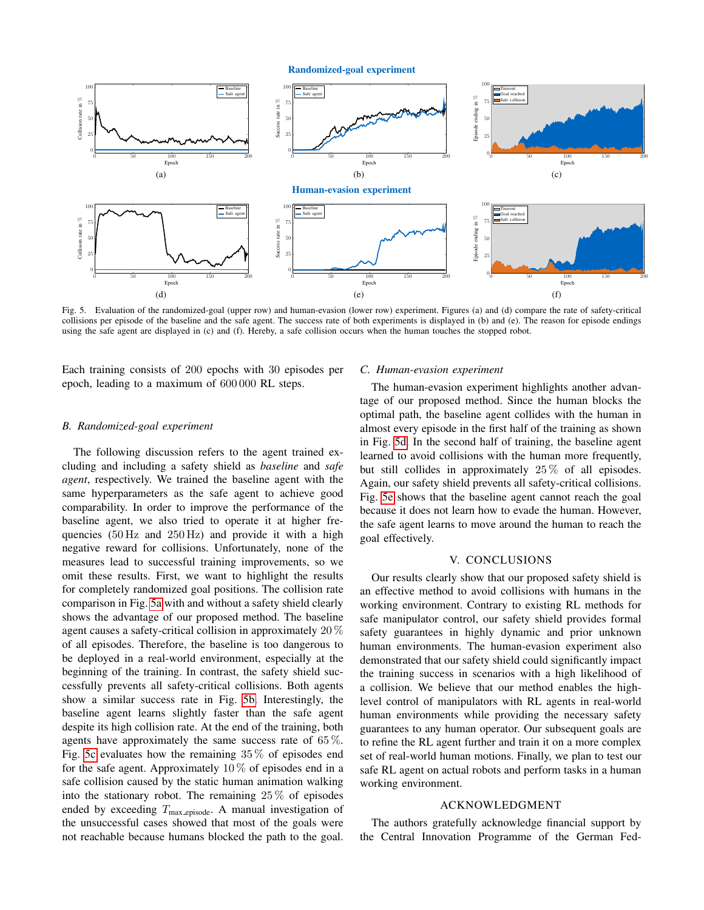Randomized-goal experiment

Human-evasion experiment

Fig. 5. Evaluation of the randomized-goal (upper row) and human-evasion (lower row) experiment. Figures (a) and (d) compare the rate of safety-critical collisions per episode of the baseline and the safe agent. The success rate of both experiments is displayed in (b) and (e). The reason for episode endings using the safe agent are displayed in (c) and (f). Hereby, a safe collision occurs when the human touches the stopped robot.

Each training consists of 200 epochs with 30 episodes per epoch, leading to a maximum of 600 000 RL steps.

### B. Randomized-goal experiment

The following discussion refers to the agent trained excluding and including a safety shield as *baseline* and *safe agent*, respectively. We trained the baseline agent with the same hyperparameters as the safe agent to achieve good comparability. In order to improve the performance of the baseline agent, we also tried to operate it at higher frequencies (50 Hz and 250 Hz) and provide it with a high negative reward for collisions. Unfortunately, none of the measures lead to successful training improvements, so we omit these results. First, we want to highlight the results for completely randomized goal positions. The collision rate comparison in Fig. 5a with and without a safety shield clearly shows the advantage of our proposed method. The baseline agent causes a safety-critical collision in approximately 20 % of all episodes. Therefore, the baseline is too dangerous to be deployed in a real-world environment, especially at the beginning of the training. In contrast, the safety shield successfully prevents all safety-critical collisions. Both agents show a similar success rate in Fig. 5b. Interestingly, the baseline agent learns slightly faster than the safe agent despite its high collision rate. At the end of the training, both agents have approximately the same success rate of 65 %. Fig. 5c evaluates how the remaining 35 % of episodes end for the safe agent. Approximately 10 % of episodes end in a safe collision caused by the static human animation walking into the stationary robot. The remaining 25 % of episodes ended by exceeding $T_{\text{max\_episode}}$. A manual investigation of the unsuccessful cases showed that most of the goals were not reachable because humans blocked the path to the goal.

### C. Human-evasion experiment

The human-evasion experiment highlights another advantage of our proposed method. Since the human blocks the optimal path, the baseline agent collides with the human in almost every episode in the first half of the training as shown in Fig. 5d. In the second half of training, the baseline agent learned to avoid collisions with the human more frequently, but still collides in approximately 25 % of all episodes. Again, our safety shield prevents all safety-critical collisions. Fig. 5e shows that the baseline agent cannot reach the goal because it does not learn how to evade the human. However, the safe agent learns to move around the human to reach the goal effectively.

## V. CONCLUSIONS

Our results clearly show that our proposed safety shield is an effective method to avoid collisions with humans in the working environment. Contrary to existing RL methods for safe manipulator control, our safety shield provides formal safety guarantees in highly dynamic and prior unknown human environments. The human-evasion experiment also demonstrated that our safety shield could significantly impact the training success in scenarios with a high likelihood of a collision. We believe that our method enables the high-level control of manipulators with RL agents in real-world human environments while providing the necessary safety guarantees to any human operator. Our subsequent goals are to refine the RL agent further and train it on a more complex set of real-world human motions. Finally, we plan to test our safe RL agent on actual robots and perform tasks in a human working environment.

## ACKNOWLEDGMENT

The authors gratefully acknowledge financial support by the Central Innovation Programme of the German Fed-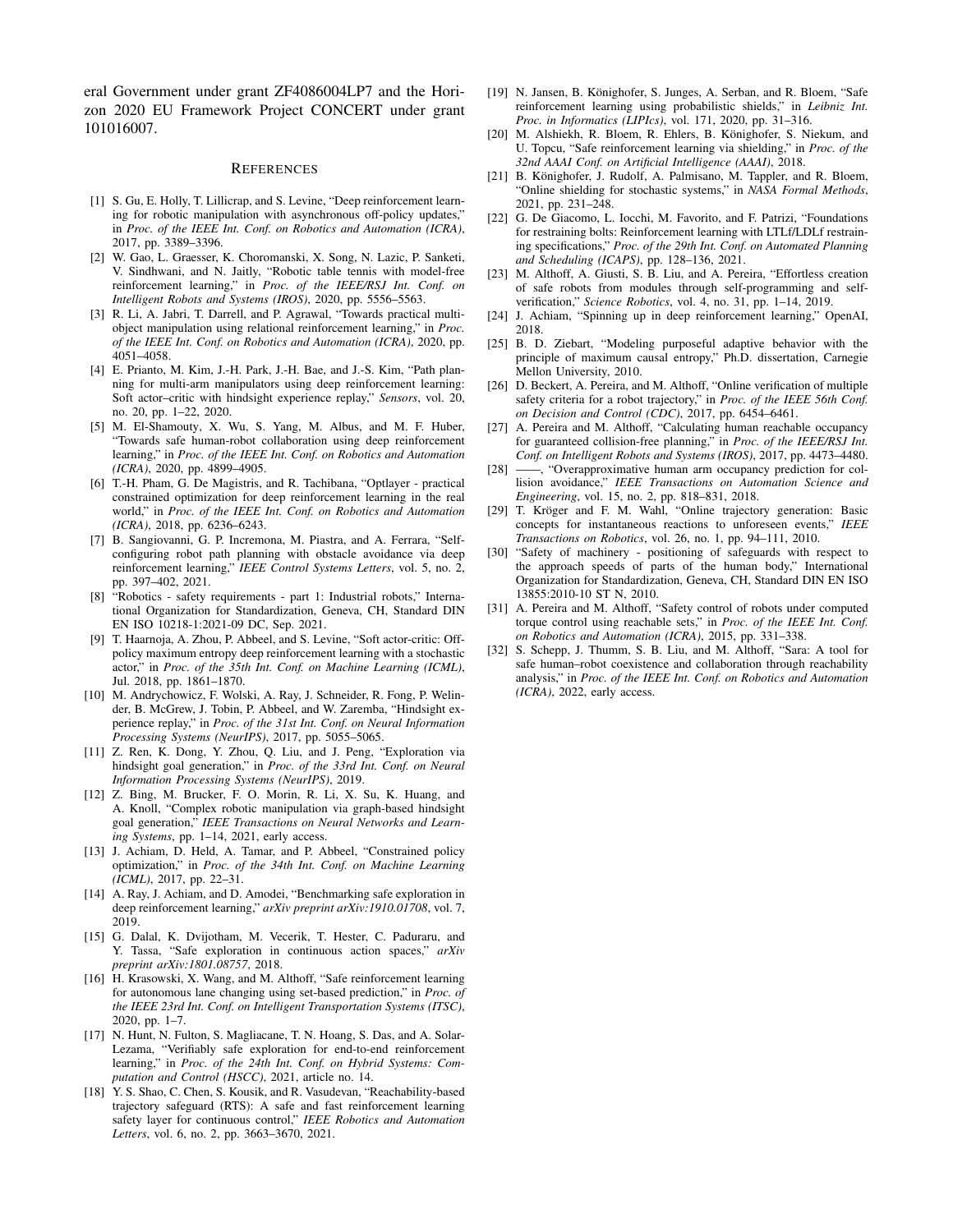eral Government under grant ZF4086004LP7 and the Horizon 2020 EU Framework Project CONCERT under grant 101016007.

## References

[1] S. Gu, E. Holly, T. Lillicrap, and S. Levine, "Deep reinforcement learning for robotic manipulation with asynchronous off-policy updates," in *Proc. of the IEEE Int. Conf. on Robotics and Automation (ICRA)*, 2017, pp. 3389–3396.

[2] W. Gao, L. Graesser, K. Choromanski, X. Song, N. Lazic, P. Sanketi, V. Sindhwani, and N. Jaitly, "Robotic table tennis with model-free reinforcement learning," in *Proc. of the IEEE/RSJ Int. Conf. on Intelligent Robots and Systems (IROS)*, 2020, pp. 5556–5563.

[3] R. Li, A. Jabri, T. Darrell, and P. Agrawal, "Towards practical multi-object manipulation using relational reinforcement learning," in *Proc. of the IEEE Int. Conf. on Robotics and Automation (ICRA)*, 2020, pp. 4051–4058.

[4] E. Prianto, M. Kim, J.-H. Park, J.-H. Bae, and J.-S. Kim, "Path planning for multi-arm manipulators using deep reinforcement learning: Soft actor–critic with hindsight experience replay," *Sensors*, vol. 20, no. 20, pp. 1–22, 2020.

[5] M. El-Shamouty, X. Wu, S. Yang, M. Albus, and M. F. Huber, "Towards safe human-robot collaboration using deep reinforcement learning," in *Proc. of the IEEE Int. Conf. on Robotics and Automation (ICRA)*, 2020, pp. 4899–4905.

[6] T.-H. Pham, G. De Magistris, and R. Tachibana, "Optlayer - practical constrained optimization for deep reinforcement learning in the real world," in *Proc. of the IEEE Int. Conf. on Robotics and Automation (ICRA)*, 2018, pp. 6236–6243.

[7] B. Sangiovanni, G. P. Incremona, M. Piastra, and A. Ferrara, "Self-configuring robot path planning with obstacle avoidance via deep reinforcement learning," *IEEE Control Systems Letters*, vol. 5, no. 2, pp. 397–402, 2021.

[8] "Robotics - safety requirements - part 1: Industrial robots," International Organization for Standardization, Geneva, CH, Standard DIN EN ISO 10218-1:2021-09 DC, Sep. 2021.

[9] T. Haarnoja, A. Zhou, P. Abbeel, and S. Levine, "Soft actor-critic: Off-policy maximum entropy deep reinforcement learning with a stochastic actor," in *Proc. of the 35th Int. Conf. on Machine Learning (ICML)*, Jul. 2018, pp. 1861–1870.

[10] M. Andrychowicz, F. Wolski, A. Ray, J. Schneider, R. Fong, P. Welinder, B. McGrew, J. Tobin, P. Abbeel, and W. Zaremba, "Hindsight experience replay," in *Proc. of the 31st Int. Conf. on Neural Information Processing Systems (NeurIPS)*, 2017, pp. 5055–5065.

[11] Z. Ren, K. Dong, Y. Zhou, Q. Liu, and J. Peng, "Exploration via hindsight goal generation," in *Proc. of the 33rd Int. Conf. on Neural Information Processing Systems (NeurIPS)*, 2019.

[12] Z. Bing, M. Brucker, F. O. Morin, R. Li, X. Su, K. Huang, and A. Knoll, "Complex robotic manipulation via graph-based hindsight goal generation," *IEEE Transactions on Neural Networks and Learning Systems*, pp. 1–14, 2021, early access.

[13] J. Achiam, D. Held, A. Tamar, and P. Abbeel, "Constrained policy optimization," in *Proc. of the 34th Int. Conf. on Machine Learning (ICML)*, 2017, pp. 22–31.

[14] A. Ray, J. Achiam, and D. Amodei, "Benchmarking safe exploration in deep reinforcement learning," *arXiv preprint arXiv:1910.01708*, vol. 7, 2019.

[15] G. Dalal, K. Dvijotham, M. Vecerik, T. Hester, C. Paduraru, and Y. Tassa, "Safe exploration in continuous action spaces," *arXiv preprint arXiv:1801.08757*, 2018.

[16] H. Krasowski, X. Wang, and M. Althoff, "Safe reinforcement learning for autonomous lane changing using set-based prediction," in *Proc. of the IEEE 23rd Int. Conf. on Intelligent Transportation Systems (ITSC)*, 2020, pp. 1–7.

[17] N. Hunt, N. Fulton, S. Magliacane, T. N. Hoang, S. Das, and A. Solar-Lezama, "Verifiably safe exploration for end-to-end reinforcement learning," in *Proc. of the 24th Int. Conf. on Hybrid Systems: Computation and Control (HSCC)*, 2021, article no. 14.

[18] Y. S. Shao, C. Chen, S. Kousik, and R. Vasudevan, "Reachability-based trajectory safeguard (RTS): A safe and fast reinforcement learning safety layer for continuous control," *IEEE Robotics and Automation Letters*, vol. 6, no. 2, pp. 3663–3670, 2021.

[19] N. Jansen, B. Könighofer, S. Junges, A. Serban, and R. Bloem, "Safe reinforcement learning using probabilistic shields," in *Leibniz Int. Proc. in Informatics (LIPIcs)*, vol. 171, 2020, pp. 31–316.

[20] M. Alshiekh, R. Bloem, R. Ehlers, B. Könighofer, S. Niekum, and U. Topcu, "Safe reinforcement learning via shielding," in *Proc. of the 32nd AAAI Conf. on Artificial Intelligence (AAAI)*, 2018.

[21] B. Könighofer, J. Rudolf, A. Palmisano, M. Tappler, and R. Bloem, "Online shielding for stochastic systems," in *NASA Formal Methods*, 2021, pp. 231–248.

[22] G. De Giacomo, L. Iocchi, M. Favorito, and F. Patrizi, "Foundations for restraining bolts: Reinforcement learning with LTLf/LDLf restraining specifications," *Proc. of the 29th Int. Conf. on Automated Planning and Scheduling (ICAPS)*, pp. 128–136, 2021.

[23] M. Althoff, A. Giusti, S. B. Liu, and A. Pereira, "Effortless creation of safe robots from modules through self-programming and self-verification," *Science Robotics*, vol. 4, no. 31, pp. 1–14, 2019.

[24] J. Achiam, "Spinning up in deep reinforcement learning," OpenAI, 2018.

[25] B. D. Ziebart, "Modeling purposeful adaptive behavior with the principle of maximum causal entropy," Ph.D. dissertation, Carnegie Mellon University, 2010.

[26] D. Beckert, A. Pereira, and M. Althoff, "Online verification of multiple safety criteria for a robot trajectory," in *Proc. of the IEEE 56th Conf. on Decision and Control (CDC)*, 2017, pp. 6454–6461.

[27] A. Pereira and M. Althoff, "Calculating human reachable occupancy for guaranteed collision-free planning," in *Proc. of the IEEE/RSJ Int. Conf. on Intelligent Robots and Systems (IROS)*, 2017, pp. 4473–4480.

[28] ——, "Overapproximative human arm occupancy prediction for collision avoidance," *IEEE Transactions on Automation Science and Engineering*, vol. 15, no. 2, pp. 818–831, 2018.

[29] T. Kröger and F. M. Wahl, "Online trajectory generation: Basic concepts for instantaneous reactions to unforeseen events," *IEEE Transactions on Robotics*, vol. 26, no. 1, pp. 94–111, 2010.

[30] "Safety of machinery - positioning of safeguards with respect to the approach speeds of parts of the human body," International Organization for Standardization, Geneva, CH, Standard DIN EN ISO 13855:2010-10 ST N, 2010.

[31] A. Pereira and M. Althoff, "Safety control of robots under computed torque control using reachable sets," in *Proc. of the IEEE Int. Conf. on Robotics and Automation (ICRA)*, 2015, pp. 331–338.

[32] S. Schepp, J. Thumm, S. B. Liu, and M. Althoff, "Sara: A tool for safe human–robot coexistence and collaboration through reachability analysis," in *Proc. of the IEEE Int. Conf. on Robotics and Automation (ICRA)*, 2022, early access.